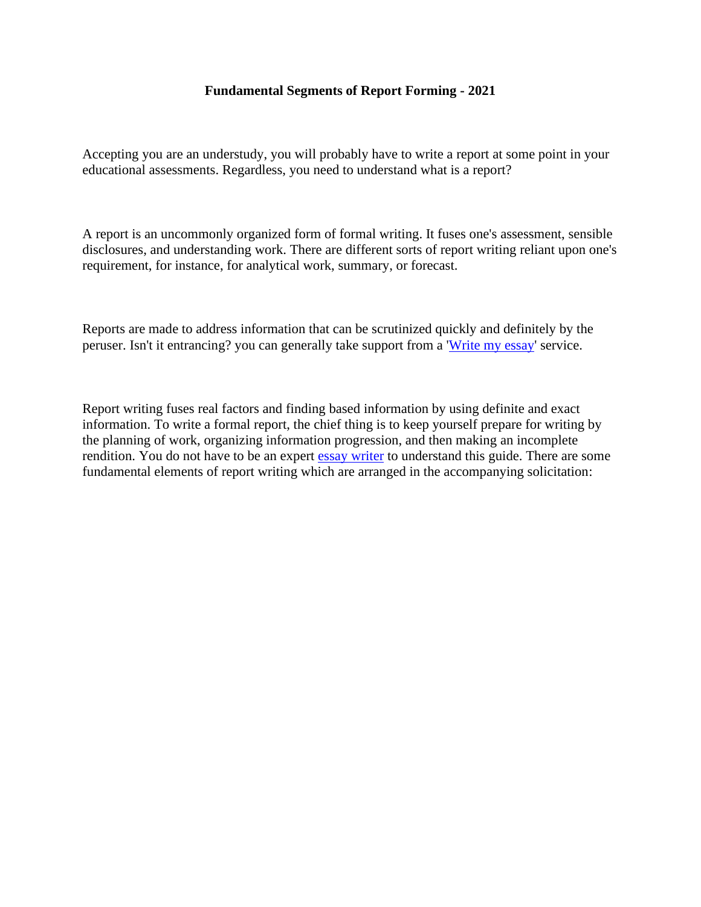**Fundamental Segments of Report Forming - 2021**

Accepting you are an understudy, you will probably have to write a report at some point in your educational assessments. Regardless, you need to understand what is a report?

A report is an uncommonly organized form of formal writing. It fuses one's assessment, sensible disclosures, and understanding work. There are different sorts of report writing reliant upon one's requirement, for instance, for analytical work, summary, or forecast.

Reports are made to address information that can be scrutinized quickly and definitely by the peruser. Isn't it entrancing? you can generally take support from a 'Write my essay' service.

Report writing fuses real factors and finding based information by using definite and exact information. To write a formal report, the chief thing is to keep yourself prepare for writing by the planning of work, organizing information progression, and then making an incomplete rendition. You do not have to be an expert essay writer to understand this guide. There are some fundamental elements of report writing which are arranged in the accompanying solicitation: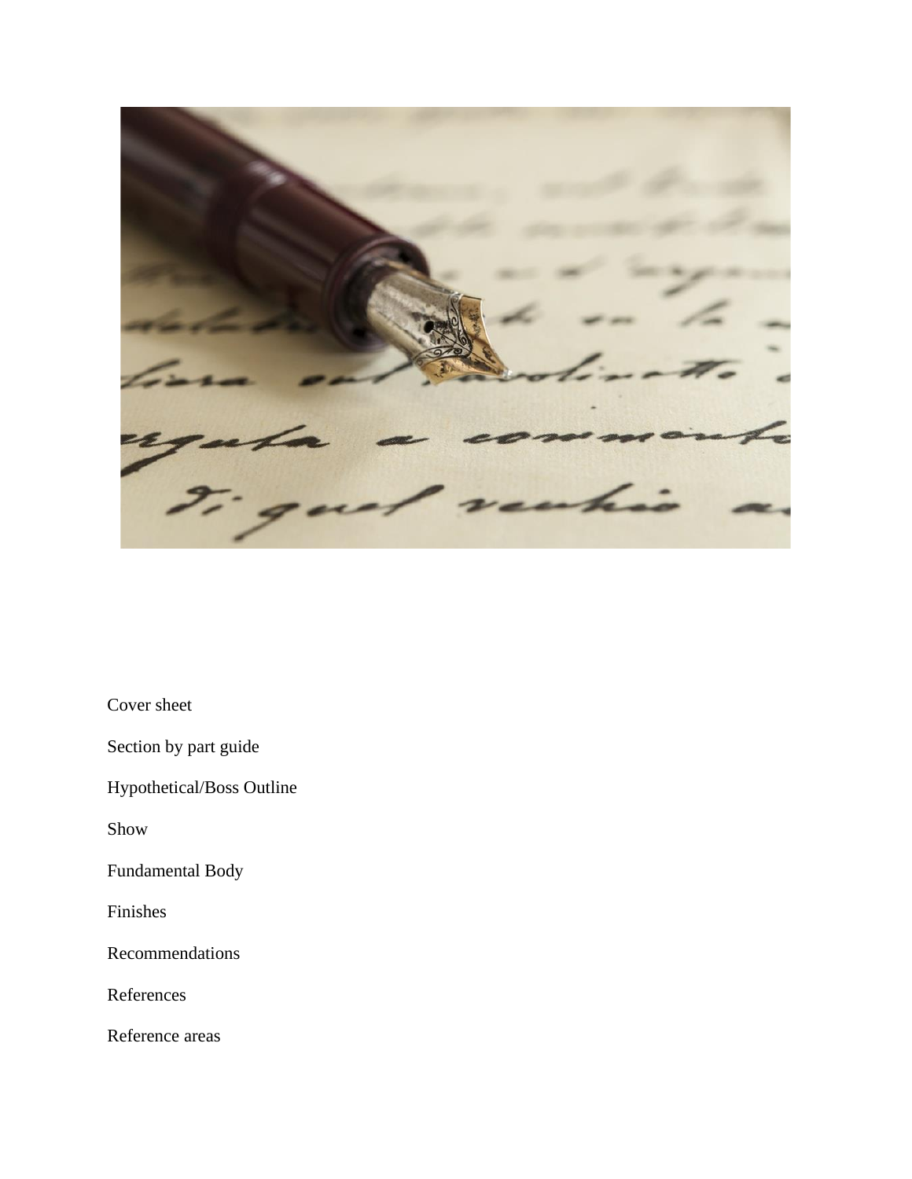Cover sheet

Section by part guide

Hypothetical/Boss Outline

Show

Fundamental Body

Finishes

Recommendations

References

Reference areas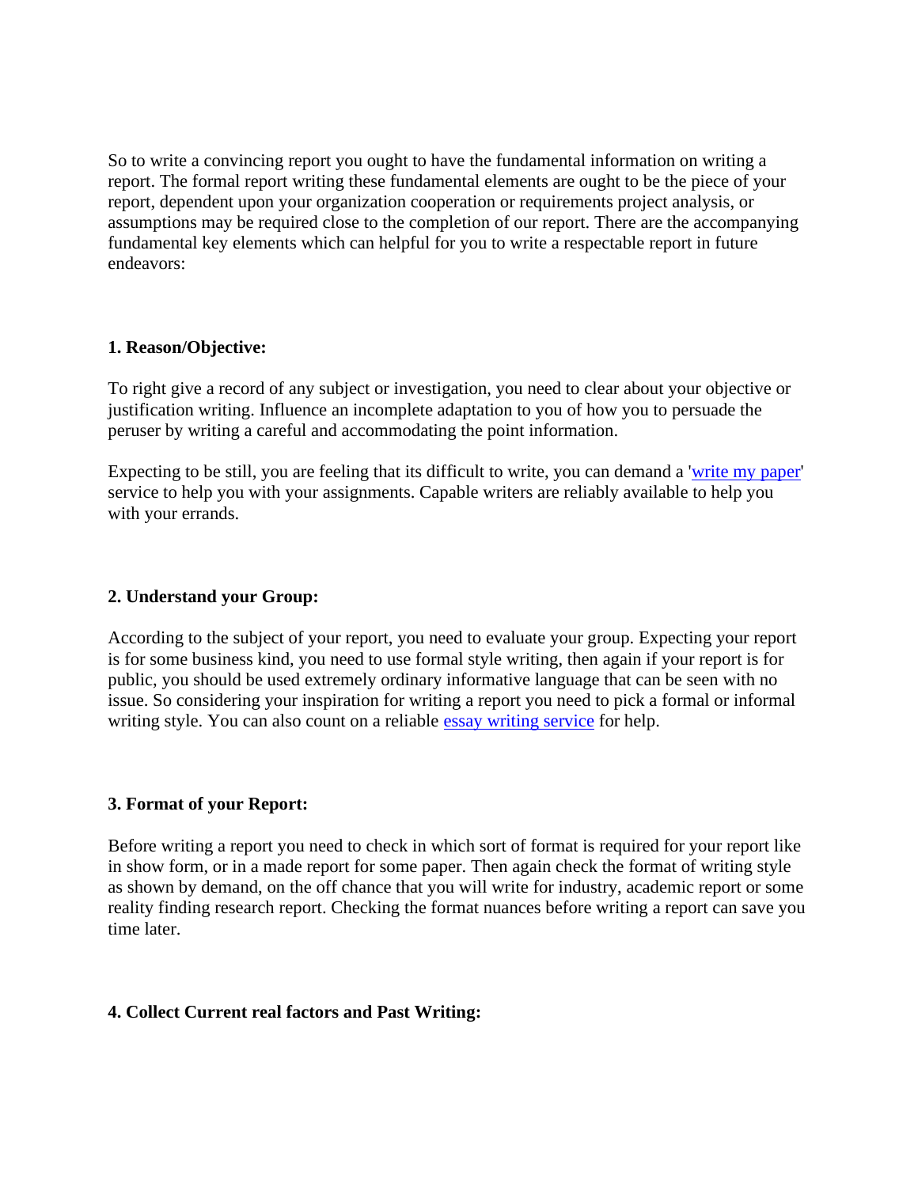So to write a convincing report you ought to have the fundamental information on writing a report. The formal report writing these fundamental elements are ought to be the piece of your report, dependent upon your organization cooperation or requirements project analysis, or assumptions may be required close to the completion of our report. There are the accompanying fundamental key elements which can helpful for you to write a respectable report in future endeavors:

**1. Reason/Objective:**

To right give a record of any subject or investigation, you need to clear about your objective or justification writing. Influence an incomplete adaptation to you of how you to persuade the peruser by writing a careful and accommodating the point information.

Expecting to be still, you are feeling that its difficult to write, you can demand a 'write my paper' service to help you with your assignments. Capable writers are reliably available to help you with your errands.

**2. Understand your Group:**

According to the subject of your report, you need to evaluate your group. Expecting your report is for some business kind, you need to use formal style writing, then again if your report is for public, you should be used extremely ordinary informative language that can be seen with no issue. So considering your inspiration for writing a report you need to pick a formal or informal writing style. You can also count on a reliable essay writing service for help.

**3. Format of your Report:**

Before writing a report you need to check in which sort of format is required for your report like in show form, or in a made report for some paper. Then again check the format of writing style as shown by demand, on the off chance that you will write for industry, academic report or some reality finding research report. Checking the format nuances before writing a report can save you time later.

**4. Collect Current real factors and Past Writing:**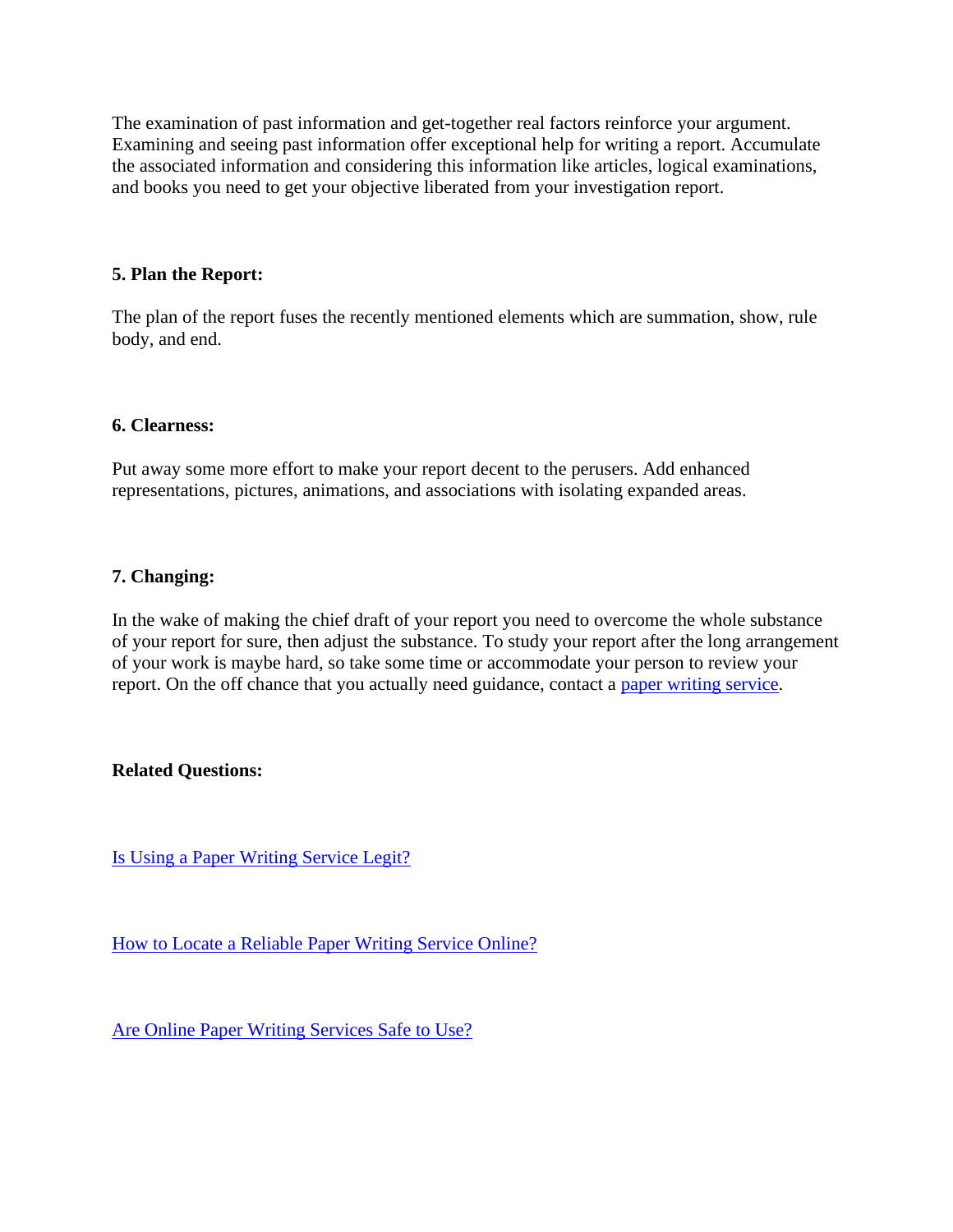The examination of past information and get-together real factors reinforce your argument. Examining and seeing past information offer exceptional help for writing a report. Accumulate the associated information and considering this information like articles, logical examinations, and books you need to get your objective liberated from your investigation report.

**5. Plan the Report:**

The plan of the report fuses the recently mentioned elements which are summation, show, rule body, and end.

**6. Clearness:**

Put away some more effort to make your report decent to the perusers. Add enhanced representations, pictures, animations, and associations with isolating expanded areas.

**7. Changing:**

In the wake of making the chief draft of your report you need to overcome the whole substance of your report for sure, then adjust the substance. To study your report after the long arrangement of your work is maybe hard, so take some time or accommodate your person to review your report. On the off chance that you actually need guidance, contact a paper writing service.

**Related Questions:**

Is Using a Paper Writing Service Legit?

How to Locate a Reliable Paper Writing Service Online?

Are Online Paper Writing Services Safe to Use?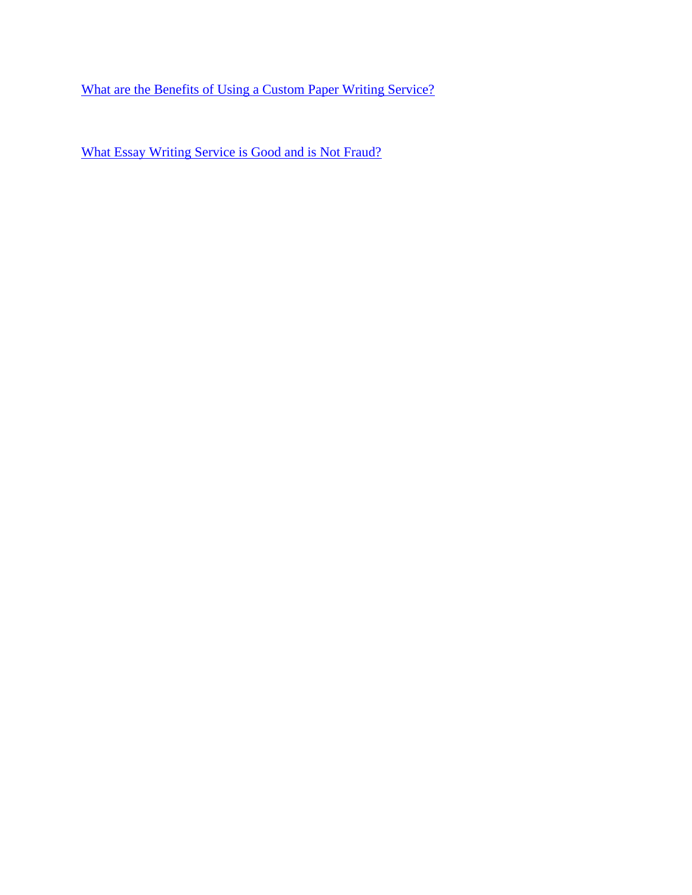[What are the Benefits of Using a Custom Paper Writing Service?]

[What Essay Writing Service is Good and is Not Fraud?]